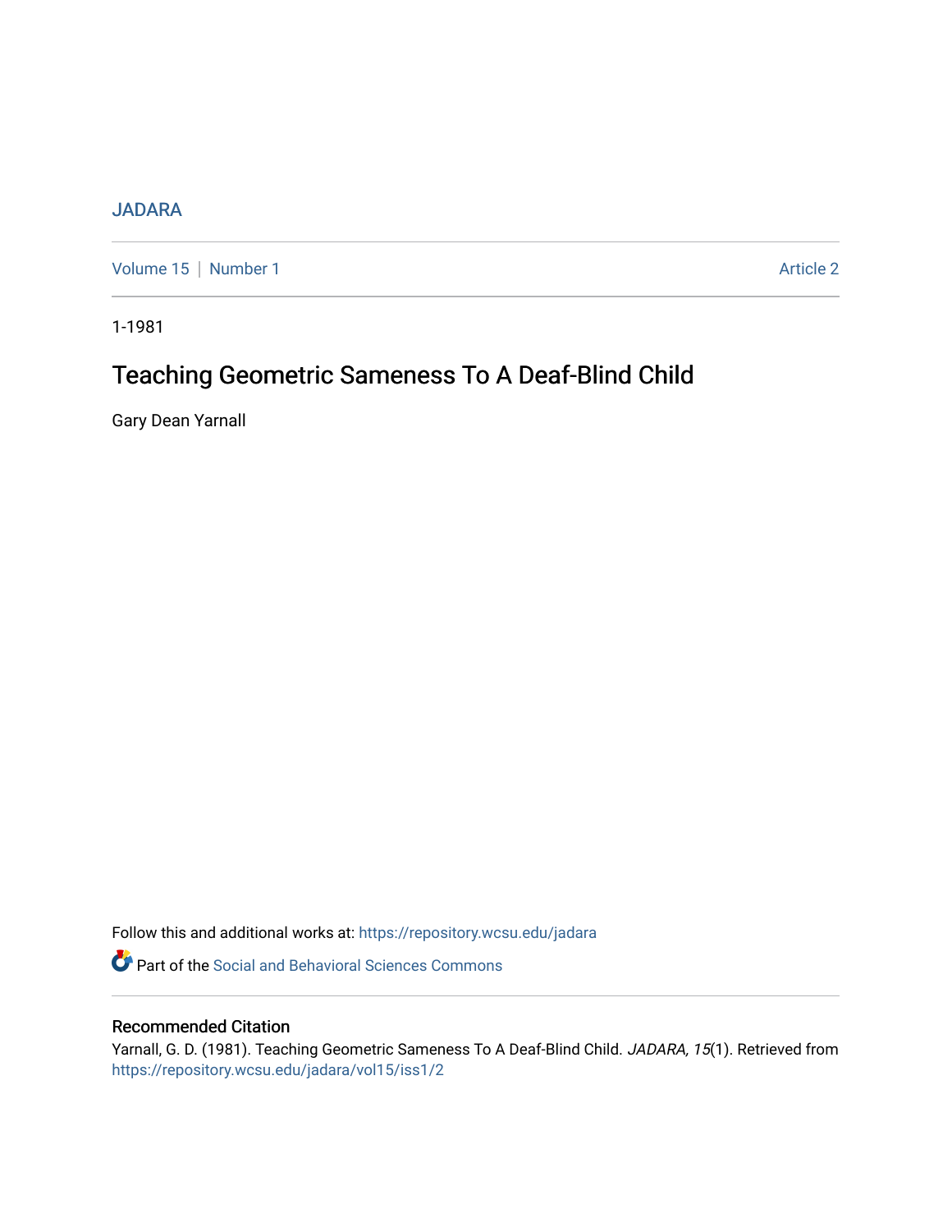JADARA

Volume 15 | Number 1 | Article 2

1-1981

# Teaching Geometric Sameness To A Deaf-Blind Child

Gary Dean Yarnall

Follow this and additional works at: https://repository.wcsu.edu/jadara

Part of the Social and Behavioral Sciences Commons

## Recommended Citation

Yarnall, G. D. (1981). Teaching Geometric Sameness To A Deaf-Blind Child. *JADARA, 15*(1). Retrieved from https://repository.wcsu.edu/jadara/vol15/iss1/2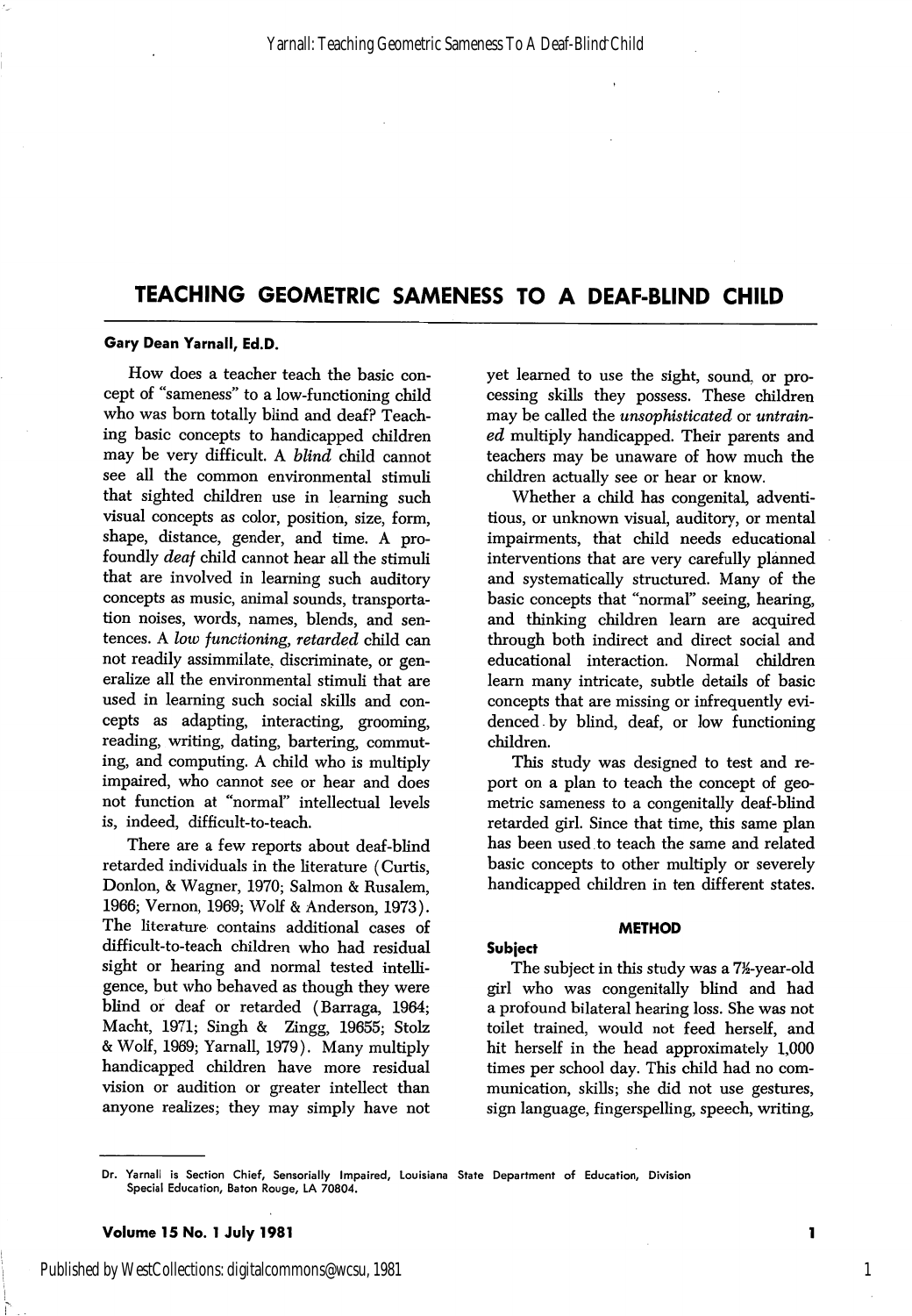# TEACHING GEOMETRIC SAMENESS TO A DEAF-BLIND CHILD

**Gary Dean Yarnall, Ed.D.**

How does a teacher teach the basic concept of "sameness" to a low-functioning child who was born totally blind and deaf? Teaching basic concepts to handicapped children may be very difficult. A *blind* child cannot see all the common environmental stimuli that sighted children use in learning such visual concepts as color, position, size, form, shape, distance, gender, and time. A profoundly *deaf* child cannot hear all the stimuli that are involved in learning such auditory concepts as music, animal sounds, transportation noises, words, names, blends, and sentences. A *low functioning, retarded* child can not readily assimmilate, discriminate, or generalize all the environmental stimuli that are used in learning such social skills and concepts as adapting, interacting, grooming, reading, writing, dating, bartering, commuting, and computing. A child who is multiply impaired, who cannot see or hear and does not function at "normal" intellectual levels is, indeed, difficult-to-teach.

There are a few reports about deaf-blind retarded individuals in the literature (Curtis, Donlon, & Wagner, 1970; Salmon & Rusalem, 1966; Vernon, 1969; Wolf & Anderson, 1973). The literature contains additional cases of difficult-to-teach children who had residual sight or hearing and normal tested intelligence, but who behaved as though they were blind or deaf or retarded (Barraga, 1964; Macht, 1971; Singh & Zingg, 19655; Stolz & Wolf, 1969; Yarnall, 1979). Many multiply handicapped children have more residual vision or audition or greater intellect than anyone realizes; they may simply have not yet learned to use the sight, sound, or processing skills they possess. These children may be called the *unsophisticated* or *untrained* multiply handicapped. Their parents and teachers may be unaware of how much the children actually see or hear or know.

Whether a child has congenital, adventitious, or unknown visual, auditory, or mental impairments, that child needs educational interventions that are very carefully planned and systematically structured. Many of the basic concepts that "normal" seeing, hearing, and thinking children learn are acquired through both indirect and direct social and educational interaction. Normal children learn many intricate, subtle details of basic concepts that are missing or infrequently evidenced by blind, deaf, or low functioning children.

This study was designed to test and report on a plan to teach the concept of geometric sameness to a congenitally deaf-blind retarded girl. Since that time, this same plan has been used to teach the same and related basic concepts to other multiply or severely handicapped children in ten different states.

## METHOD

### Subject

The subject in this study was a 7½-year-old girl who was congenitally blind and had a profound bilateral hearing loss. She was not toilet trained, would not feed herself, and hit herself in the head approximately 1,000 times per school day. This child had no communication, skills; she did not use gestures, sign language, fingerspelling, speech, writing,

---

Dr. Yarnall is Section Chief, Sensorially Impaired, Louisiana State Department of Education, Division Special Education, Baton Rouge, LA 70804.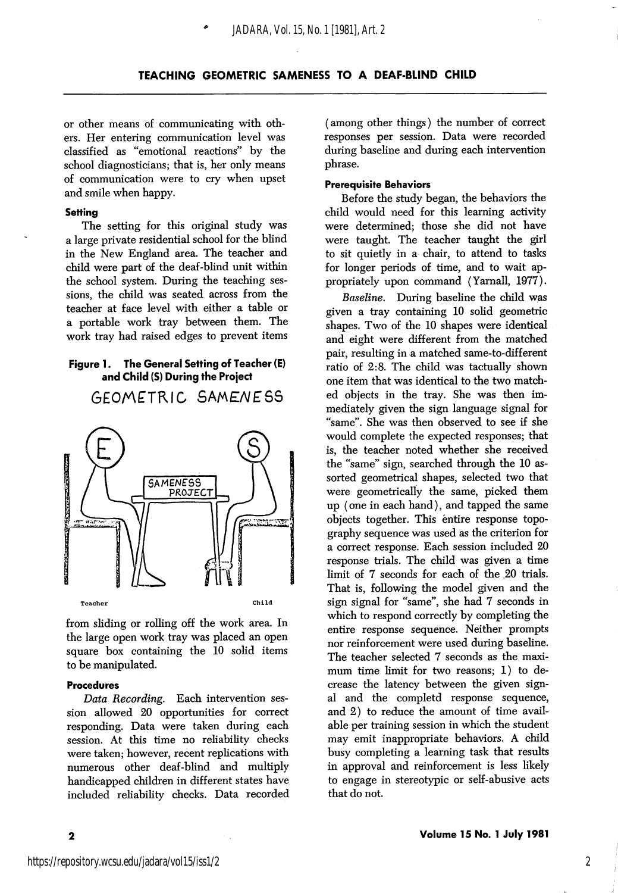or other means of communicating with others. Her entering communication level was classified as "emotional reactions" by the school diagnosticians; that is, her only means of communication were to cry when upset and smile when happy.

#### Setting

The setting for this original study was a large private residential school for the blind in the New England area. The teacher and child were part of the deaf-blind unit within the school system. During the teaching sessions, the child was seated across from the teacher at face level with either a table or a portable work tray between them. The work tray had raised edges to prevent items from sliding or rolling off the work area. In the large open work tray was placed an open square box containing the 10 solid items to be manipulated.

**Figure 1. The General Setting of Teacher (E) and Child (S) During the Project**

#### Procedures

*Data Recording.* Each intervention session allowed 20 opportunities for correct responding. Data were taken during each session. At this time no reliability checks were taken; however, recent replications with numerous other deaf-blind and multiply handicapped children in different states have included reliability checks. Data recorded (among other things) the number of correct responses per session. Data were recorded during baseline and during each intervention phrase.

#### Prerequisite Behaviors

Before the study began, the behaviors the child would need for this learning activity were determined; those she did not have were taught. The teacher taught the girl to sit quietly in a chair, to attend to tasks for longer periods of time, and to wait appropriately upon command (Yarnall, 1977).

*Baseline.* During baseline the child was given a tray containing 10 solid geometric shapes. Two of the 10 shapes were identical and eight were different from the matched pair, resulting in a matched same-to-different ratio of 2:8. The child was tactually shown one item that was identical to the two matched objects in the tray. She was then immediately given the sign language signal for "same". She was then observed to see if she would complete the expected responses; that is, the teacher noted whether she received the "same" sign, searched through the 10 assorted geometrical shapes, selected two that were geometrically the same, picked them up (one in each hand), and tapped the same objects together. This entire response topography sequence was used as the criterion for a correct response. Each session included 20 response trials. The child was given a time limit of 7 seconds for each of the 20 trials. That is, following the model given and the sign signal for "same", she had 7 seconds in which to respond correctly by completing the entire response sequence. Neither prompts nor reinforcement were used during baseline. The teacher selected 7 seconds as the maximum time limit for two reasons; 1) to decrease the latency between the given signal and the completd response sequence, and 2) to reduce the amount of time available per training session in which the student may emit inappropriate behaviors. A child busy completing a learning task that results in approval and reinforcement is less likely to engage in stereotypic or self-abusive acts that do not.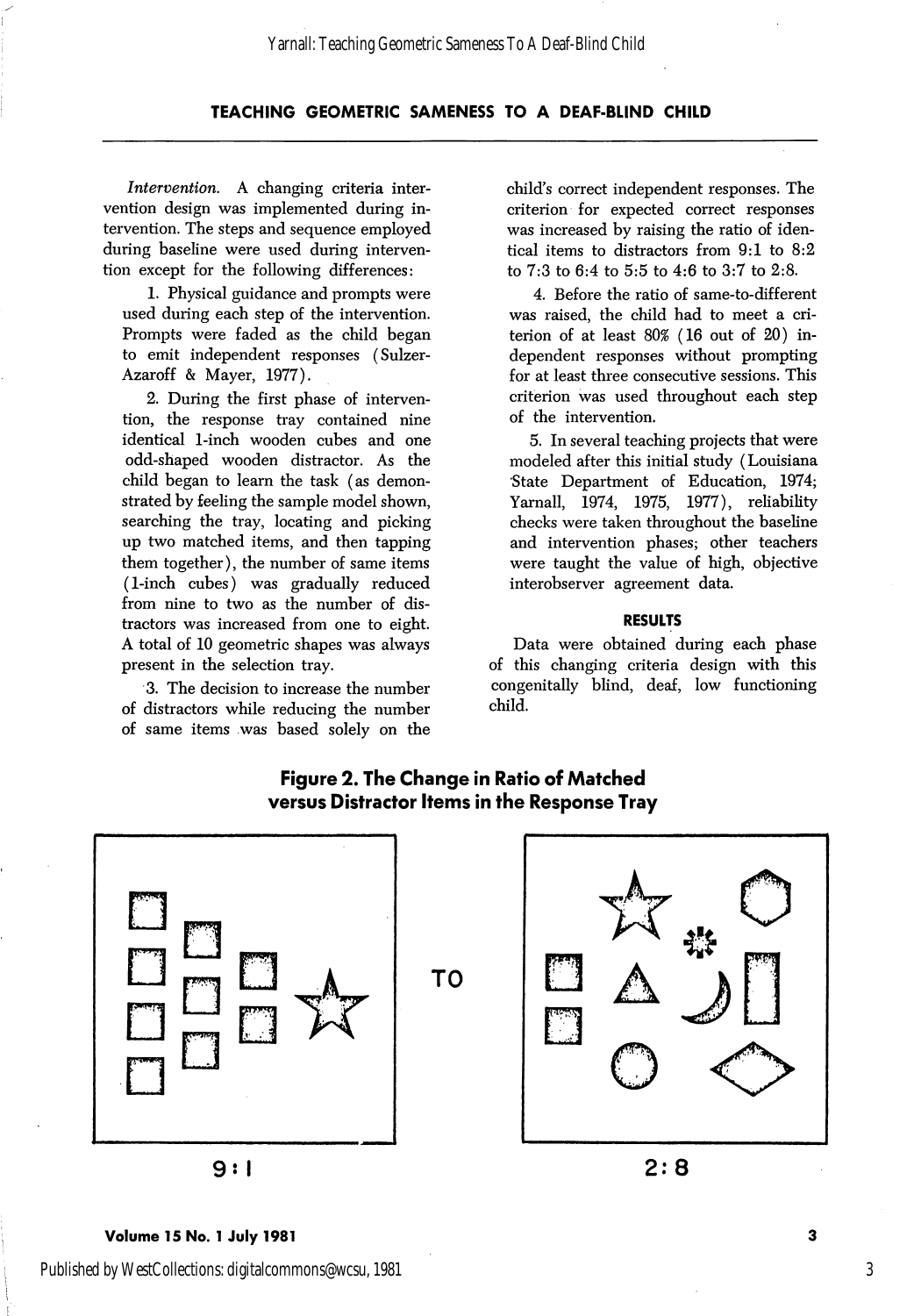*Intervention.* A changing criteria intervention design was implemented during intervention. The steps and sequence employed during baseline were used during intervention except for the following differences:

1. Physical guidance and prompts were used during each step of the intervention. Prompts were faded as the child began to emit independent responses (Sulzer-Azaroff & Mayer, 1977).

2. During the first phase of intervention, the response tray contained nine identical 1-inch wooden cubes and one odd-shaped wooden distractor. As the child began to learn the task (as demonstrated by feeling the sample model shown, searching the tray, locating and picking up two matched items, and then tapping them together), the number of same items (1-inch cubes) was gradually reduced from nine to two as the number of distractors was increased from one to eight. A total of 10 geometric shapes was always present in the selection tray.

3. The decision to increase the number of distractors while reducing the number of same items was based solely on the child's correct independent responses. The criterion for expected correct responses was increased by raising the ratio of identical items to distractors from 9:1 to 8:2 to 7:3 to 6:4 to 5:5 to 4:6 to 3:7 to 2:8.

4. Before the ratio of same-to-different was raised, the child had to meet a criterion of at least 80% (16 out of 20) independent responses without prompting for at least three consecutive sessions. This criterion was used throughout each step of the intervention.

5. In several teaching projects that were modeled after this initial study (Louisiana State Department of Education, 1974; Yarnall, 1974, 1975, 1977), reliability checks were taken throughout the baseline and intervention phases; other teachers were taught the value of high, objective interobserver agreement data.

## RESULTS

Data were obtained during each phase of this changing criteria design with this congenitally blind, deaf, low functioning child.

**Figure 2. The Change in Ratio of Matched versus Distractor Items in the Response Tray**

9:1 TO 2:8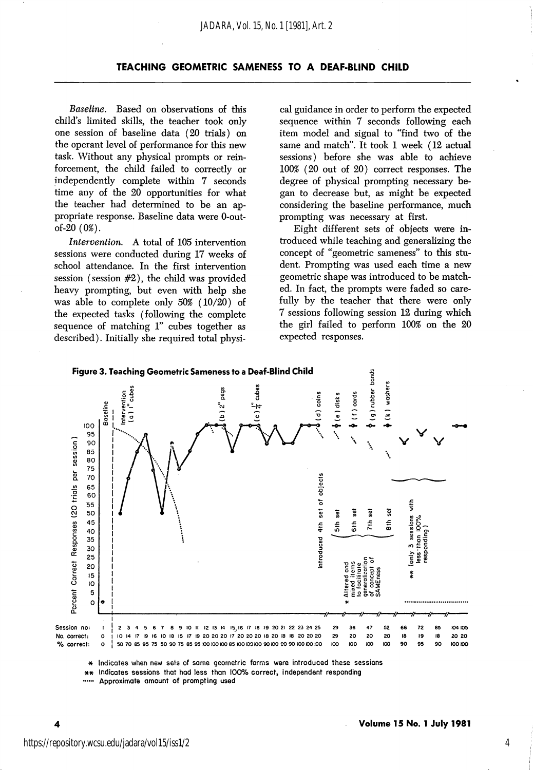*Baseline.* Based on observations of this child's limited skills, the teacher took only one session of baseline data (20 trials) on the operant level of performance for this new task. Without any physical prompts or reinforcement, the child failed to correctly or independently complete within 7 seconds time any of the 20 opportunities for what the teacher had determined to be an appropriate response. Baseline data were 0-out-of-20 (0%).

*Intervention.* A total of 105 intervention sessions were conducted during 17 weeks of school attendance. In the first intervention session (session #2), the child was provided heavy prompting, but even with help she was able to complete only 50% (10/20) of the expected tasks (following the complete sequence of matching 1" cubes together as described). Initially she required total physical guidance in order to perform the expected sequence within 7 seconds following each item model and signal to "find two of the same and match". It took 1 week (12 actual sessions) before she was able to achieve 100% (20 out of 20) correct responses. The degree of physical prompting necessary began to decrease but, as might be expected considering the baseline performance, much prompting was necessary at first.

Eight different sets of objects were introduced while teaching and generalizing the concept of "geometric sameness" to this student. Prompting was used each time a new geometric shape was introduced to be matched. In fact, the prompts were faded so carefully by the teacher that there were only 7 sessions following session 12 during which the girl failed to perform 100% on the 20 expected responses.

**Figure 3. Teaching Geometric Sameness to a Deaf-Blind Child**

| Session no: | 1 | 2 | 3 | 4 | 5 | 6 | 7 | 8 | 9 | 10 | 11 | 12 | 13 | 14 | 15 | 16 | 17 | 18 | 19 | 20 | 21 | 22 | 23 | 24 | 25 | 29 | 36 | 47 | 52 | 66 | 72 | 85 | 104 | 105 |
|---|---|---|---|---|---|---|---|---|---|---|---|---|---|---|---|---|---|---|---|---|---|---|---|---|---|---|---|---|---|---|---|---|---|---|
| No. correct: | 0 | 10 | 14 | 17 | 19 | 16 | 10 | 18 | 15 | 17 | 19 | 20 | 20 | 20 | 17 | 20 | 20 | 20 | 18 | 20 | 18 | 18 | 20 | 20 | 20 | 20 | 20 | 20 | 20 | 18 | 19 | 18 | 20 | 20 |
| % correct: | 0 | 50 | 70 | 85 | 95 | 75 | 50 | 90 | 75 | 85 | 95 | 100 | 100 | 100 | 85 | 100 | 100 | 100 | 90 | 100 | 90 | 90 | 100 | 100 | 100 | 100 | 100 | 100 | 100 | 90 | 95 | 90 | 100 | 100 |

Phases marked on graph: Baseline; Intervention (a) 1" cubes; (b) 2" pegs; (c) 1/4" cubes; (d) coins — Introduced 4th set of objects; (e) disks — 5th set; (f) cards — 6th set; (g) rubber bands — 7th set; (k) washers — 8th set; * Altered and mixed items to facilitate generalization of concept of SAMEness; ** (only 3 sessions with less than 100% responding)

\* Indicates when new sets of same geometric forms were introduced these sessions

\*\* Indicates sessions that had less than 100% correct, independent responding

······ Approximate amount of prompting used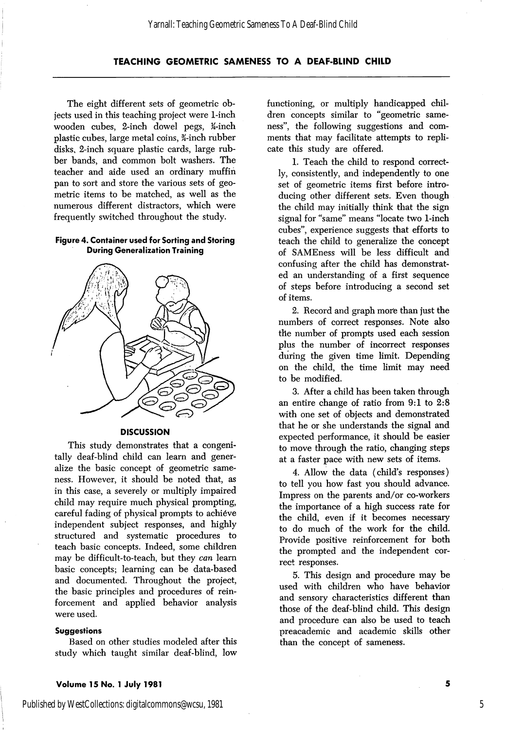The eight different sets of geometric objects used in this teaching project were 1-inch wooden cubes, 2-inch dowel pegs, ¼-inch plastic cubes, large metal coins, ¾-inch rubber disks, 2-inch square plastic cards, large rubber bands, and common bolt washers. The teacher and aide used an ordinary muffin pan to sort and store the various sets of geometric items to be matched, as well as the numerous different distractors, which were frequently switched throughout the study.

**Figure 4. Container used for Sorting and Storing During Generalization Training**

### DISCUSSION

This study demonstrates that a congenitally deaf-blind child can learn and generalize the basic concept of geometric sameness. However, it should be noted that, as in this case, a severely or multiply impaired child may require much physical prompting, careful fading of physical prompts to achieve independent subject responses, and highly structured and systematic procedures to teach basic concepts. Indeed, some children may be difficult-to-teach, but they *can* learn basic concepts; learning can be data-based and documented. Throughout the project, the basic principles and procedures of reinforcement and applied behavior analysis were used.

#### Suggestions

Based on other studies modeled after this study which taught similar deaf-blind, low functioning, or multiply handicapped children concepts similar to "geometric sameness", the following suggestions and comments that may facilitate attempts to replicate this study are offered.

1. Teach the child to respond correctly, consistently, and independently to one set of geometric items first before introducing other different sets. Even though the child may initially think that the sign signal for "same" means "locate two 1-inch cubes", experience suggests that efforts to teach the child to generalize the concept of SAMEness will be less difficult and confusing after the child has demonstrated an understanding of a first sequence of steps before introducing a second set of items.

2. Record and graph more than just the numbers of correct responses. Note also the number of prompts used each session plus the number of incorrect responses during the given time limit. Depending on the child, the time limit may need to be modified.

3. After a child has been taken through an entire change of ratio from 9:1 to 2:8 with one set of objects and demonstrated that he or she understands the signal and expected performance, it should be easier to move through the ratio, changing steps at a faster pace with new sets of items.

4. Allow the data (child's responses) to tell you how fast you should advance. Impress on the parents and/or co-workers the importance of a high success rate for the child, even if it becomes necessary to do much of the work for the child. Provide positive reinforcement for both the prompted and the independent correct responses.

5. This design and procedure may be used with children who have behavior and sensory characteristics different than those of the deaf-blind child. This design and procedure can also be used to teach preacademic and academic skills other than the concept of sameness.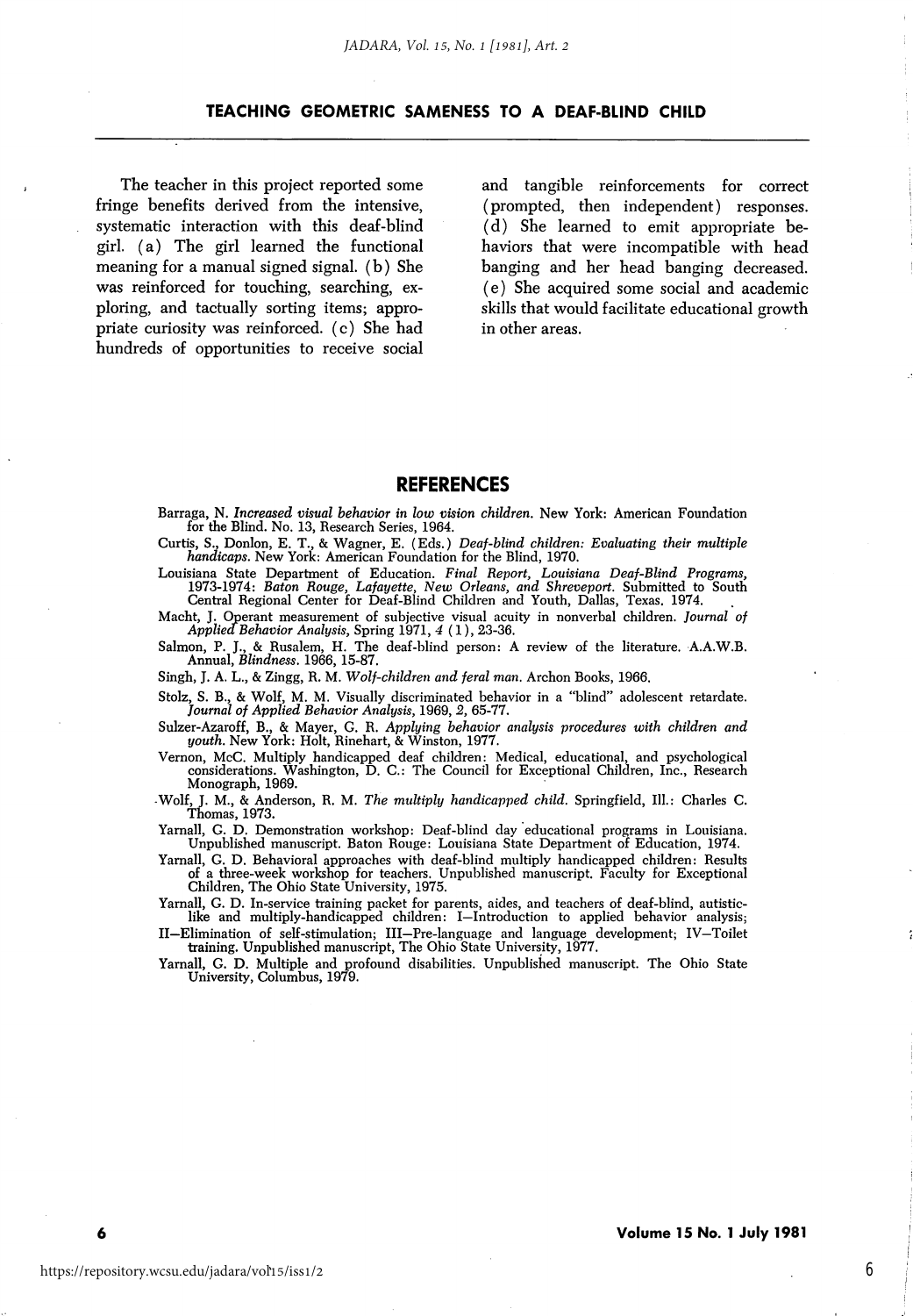The teacher in this project reported some fringe benefits derived from the intensive, systematic interaction with this deaf-blind girl. (a) The girl learned the functional meaning for a manual signed signal. (b) She was reinforced for touching, searching, exploring, and tactually sorting items; appropriate curiosity was reinforced. (c) She had hundreds of opportunities to receive social and tangible reinforcements for correct (prompted, then independent) responses. (d) She learned to emit appropriate behaviors that were incompatible with head banging and her head banging decreased. (e) She acquired some social and academic skills that would facilitate educational growth in other areas.

## REFERENCES

Barraga, N. *Increased visual behavior in low vision children.* New York: American Foundation for the Blind. No. 13, Research Series, 1964.

Curtis, S., Donlon, E. T., & Wagner, E. (Eds.) *Deaf-blind children: Evaluating their multiple handicaps.* New York: American Foundation for the Blind, 1970.

Louisiana State Department of Education. *Final Report, Louisiana Deaf-Blind Programs, 1973-1974: Baton Rouge, Lafayette, New Orleans, and Shreveport.* Submitted to South Central Regional Center for Deaf-Blind Children and Youth, Dallas, Texas. 1974.

Macht, J. Operant measurement of subjective visual acuity in nonverbal children. *Journal of Applied Behavior Analysis,* Spring 1971, *4* (1), 23-36.

Salmon, P. J., & Rusalem, H. The deaf-blind person: A review of the literature. A.A.W.B. Annual, *Blindness.* 1966, 15-87.

Singh, J. A. L., & Zingg, R. M. *Wolf-children and feral man.* Archon Books, 1966.

Stolz, S. B., & Wolf, M. M. Visually discriminated behavior in a "blind" adolescent retardate. *Journal of Applied Behavior Analysis,* 1969, *2,* 65-77.

Sulzer-Azaroff, B., & Mayer, G. R. *Applying behavior analysis procedures with children and youth.* New York: Holt, Rinehart, & Winston, 1977.

Vernon, McC. Multiply handicapped deaf children: Medical, educational, and psychological considerations. Washington, D. C.: The Council for Exceptional Children, Inc., Research Monograph, 1969.

Wolf, J. M., & Anderson, R. M. *The multiply handicapped child.* Springfield, Ill.: Charles C. Thomas, 1973.

Yarnall, G. D. Demonstration workshop: Deaf-blind day educational programs in Louisiana. Unpublished manuscript. Baton Rouge: Louisiana State Department of Education, 1974.

Yarnall, G. D. Behavioral approaches with deaf-blind multiply handicapped children: Results of a three-week workshop for teachers. Unpublished manuscript. Faculty for Exceptional Children, The Ohio State University, 1975.

Yarnall, G. D. In-service training packet for parents, aides, and teachers of deaf-blind, autistic-like and multiply-handicapped children: I—Introduction to applied behavior analysis; II—Elimination of self-stimulation; III—Pre-language and language development; IV—Toilet training. Unpublished manuscript, The Ohio State University, 1977.

Yarnall, G. D. Multiple and profound disabilities. Unpublished manuscript. The Ohio State University, Columbus, 1979.